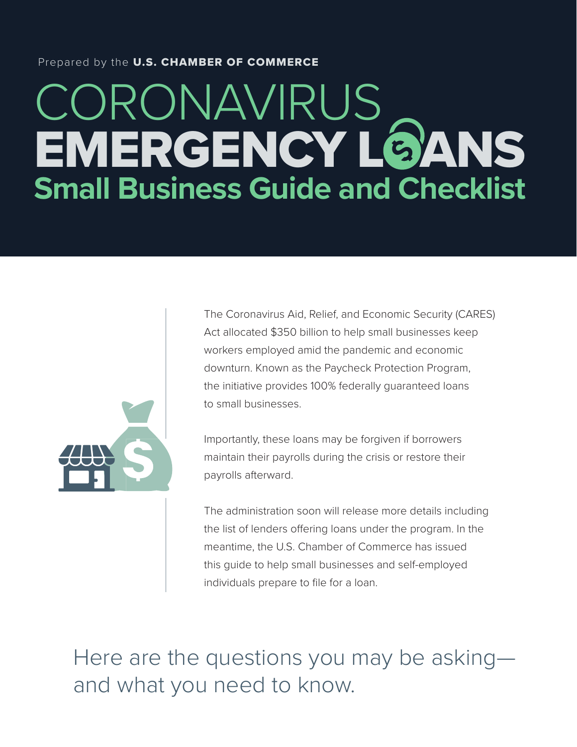Prepared by the **U.S. CHAMBER OF COMMERCE**

# CORONAVIRUS EMERGENCY LOANS

## Small Business Guide and Checklist

The Coronavirus Aid, Relief, and Economic Security (CARES) Act allocated $350 billion to help small businesses keep workers employed amid the pandemic and economic downturn. Known as the Paycheck Protection Program, the initiative provides 100% federally guaranteed loans to small businesses.

Importantly, these loans may be forgiven if borrowers maintain their payrolls during the crisis or restore their payrolls afterward.

The administration soon will release more details including the list of lenders offering loans under the program. In the meantime, the U.S. Chamber of Commerce has issued this guide to help small businesses and self-employed individuals prepare to file for a loan.

Here are the questions you may be asking—and what you need to know.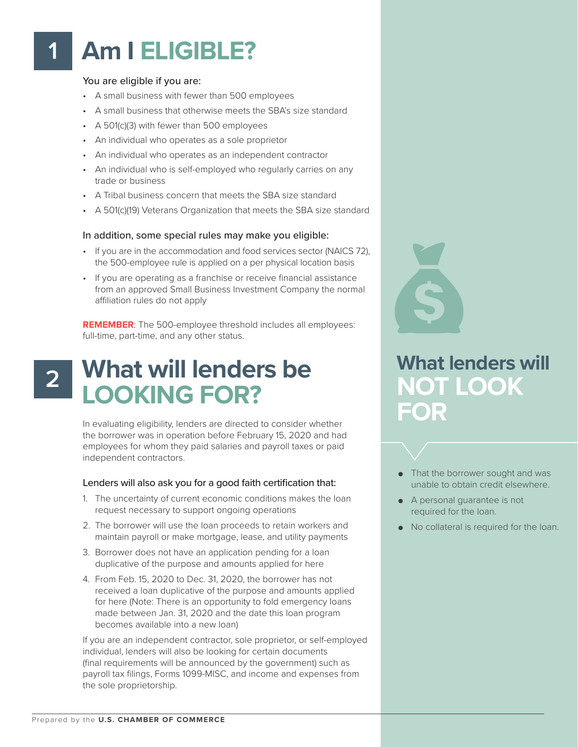# 1 Am I ELIGIBLE?

You are eligible if you are:

- A small business with fewer than 500 employees
- A small business that otherwise meets the SBA's size standard
- A 501(c)(3) with fewer than 500 employees
- An individual who operates as a sole proprietor
- An individual who operates as an independent contractor
- An individual who is self-employed who regularly carries on any trade or business
- A Tribal business concern that meets the SBA size standard
- A 501(c)(19) Veterans Organization that meets the SBA size standard

In addition, some special rules may make you eligible:

- If you are in the accommodation and food services sector (NAICS 72), the 500-employee rule is applied on a per physical location basis
- If you are operating as a franchise or receive financial assistance from an approved Small Business Investment Company the normal affiliation rules do not apply

**REMEMBER**: The 500-employee threshold includes all employees: full-time, part-time, and any other status.

# 2 What will lenders be LOOKING FOR?

In evaluating eligibility, lenders are directed to consider whether the borrower was in operation before February 15, 2020 and had employees for whom they paid salaries and payroll taxes or paid independent contractors.

Lenders will also ask you for a good faith certification that:

1. The uncertainty of current economic conditions makes the loan request necessary to support ongoing operations
2. The borrower will use the loan proceeds to retain workers and maintain payroll or make mortgage, lease, and utility payments
3. Borrower does not have an application pending for a loan duplicative of the purpose and amounts applied for here
4. From Feb. 15, 2020 to Dec. 31, 2020, the borrower has not received a loan duplicative of the purpose and amounts applied for here (Note: There is an opportunity to fold emergency loans made between Jan. 31, 2020 and the date this loan program becomes available into a new loan)

If you are an independent contractor, sole proprietor, or self-employed individual, lenders will also be looking for certain documents (final requirements will be announced by the government) such as payroll tax filings, Forms 1099-MISC, and income and expenses from the sole proprietorship.

## What lenders will NOT LOOK FOR

- That the borrower sought and was unable to obtain credit elsewhere.
- A personal guarantee is not required for the loan.
- No collateral is required for the loan.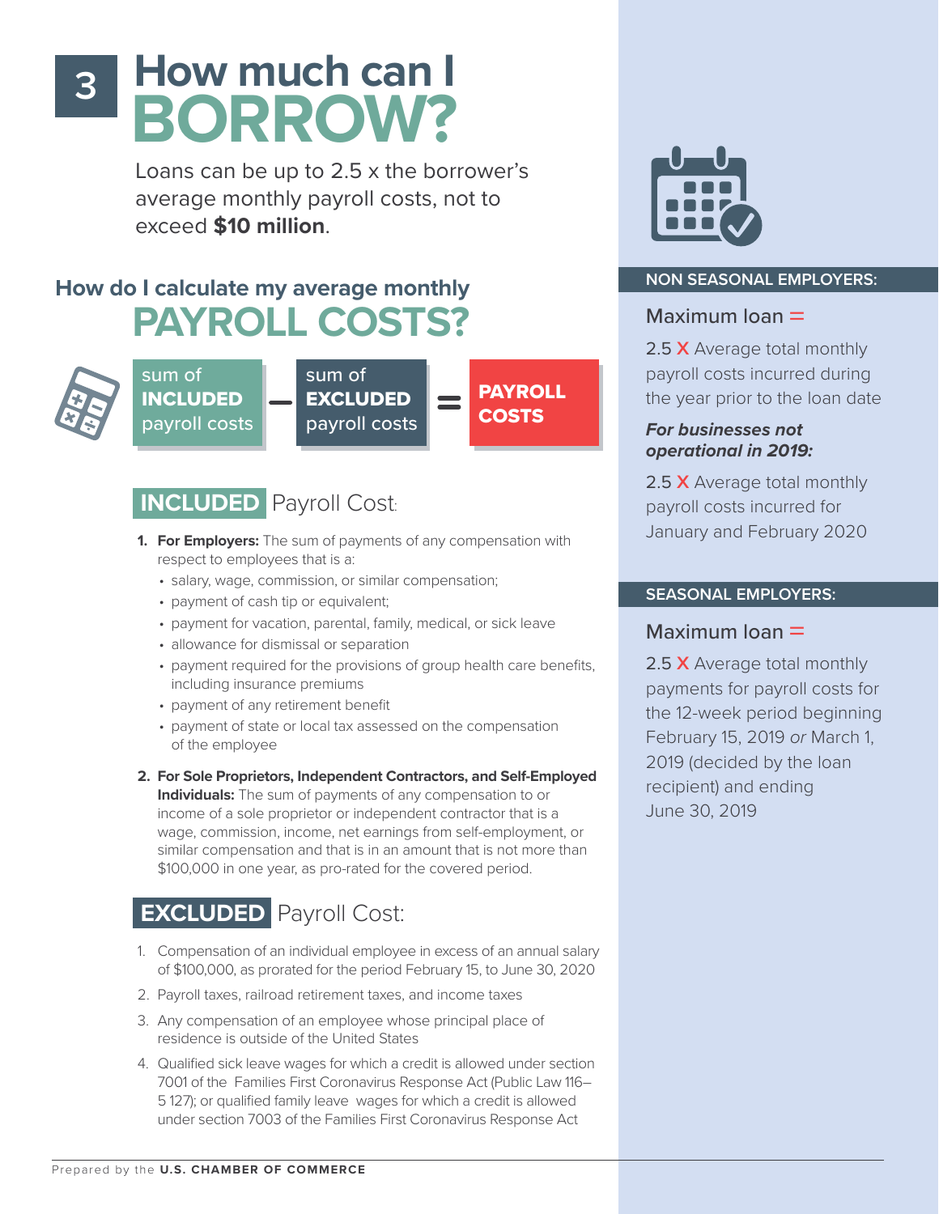# 3 How much can I BORROW?

Loans can be up to 2.5 x the borrower's average monthly payroll costs, not to exceed **$10 million**.

## How do I calculate my average monthly PAYROLL COSTS?

sum of **INCLUDED** payroll costs **–** sum of **EXCLUDED** payroll costs **=** **PAYROLL COSTS**

### INCLUDED Payroll Cost:

1. **For Employers:** The sum of payments of any compensation with respect to employees that is a:
   - salary, wage, commission, or similar compensation;
   - payment of cash tip or equivalent;
   - payment for vacation, parental, family, medical, or sick leave
   - allowance for dismissal or separation
   - payment required for the provisions of group health care benefits, including insurance premiums
   - payment of any retirement benefit
   - payment of state or local tax assessed on the compensation of the employee
2. **For Sole Proprietors, Independent Contractors, and Self-Employed Individuals:** The sum of payments of any compensation to or income of a sole proprietor or independent contractor that is a wage, commission, income, net earnings from self-employment, or similar compensation and that is in an amount that is not more than $100,000 in one year, as pro-rated for the covered period.

### EXCLUDED Payroll Cost:

1. Compensation of an individual employee in excess of an annual salary of $100,000, as prorated for the period February 15, to June 30, 2020
2. Payroll taxes, railroad retirement taxes, and income taxes
3. Any compensation of an employee whose principal place of residence is outside of the United States
4. Qualified sick leave wages for which a credit is allowed under section 7001 of the Families First Coronavirus Response Act (Public Law 116–5 127); or qualified family leave wages for which a credit is allowed under section 7003 of the Families First Coronavirus Response Act

#### NON SEASONAL EMPLOYERS:

Maximum loan =

2.5 X Average total monthly payroll costs incurred during the year prior to the loan date

***For businesses not operational in 2019:***

2.5 X Average total monthly payroll costs incurred for January and February 2020

#### SEASONAL EMPLOYERS:

Maximum loan =

2.5 X Average total monthly payments for payroll costs for the 12-week period beginning February 15, 2019 *or* March 1, 2019 (decided by the loan recipient) and ending June 30, 2019

Prepared by the **U.S. CHAMBER OF COMMERCE**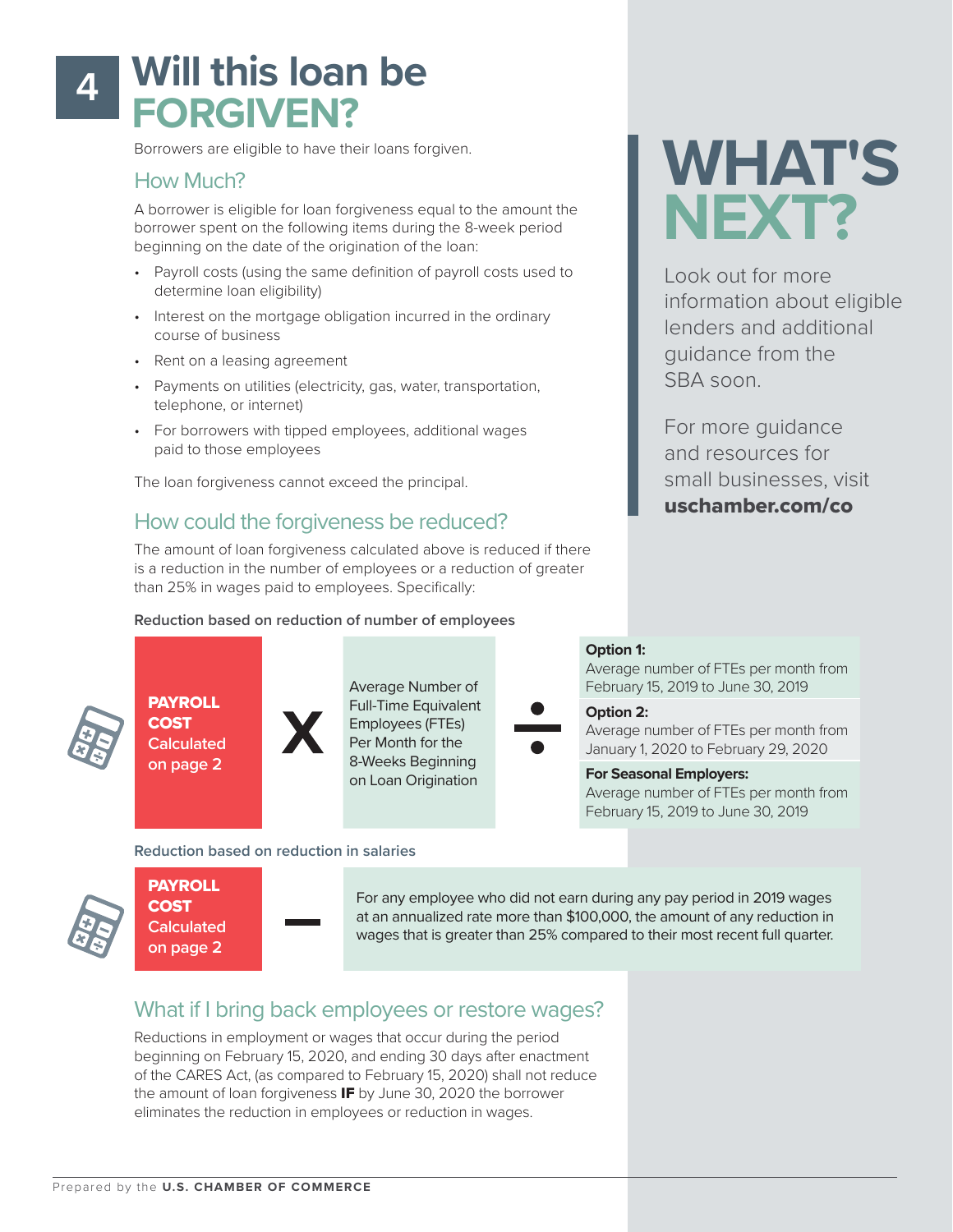# 4 Will this loan be FORGIVEN?

Borrowers are eligible to have their loans forgiven.

## How Much?

A borrower is eligible for loan forgiveness equal to the amount the borrower spent on the following items during the 8-week period beginning on the date of the origination of the loan:

- Payroll costs (using the same definition of payroll costs used to determine loan eligibility)
- Interest on the mortgage obligation incurred in the ordinary course of business
- Rent on a leasing agreement
- Payments on utilities (electricity, gas, water, transportation, telephone, or internet)
- For borrowers with tipped employees, additional wages paid to those employees

The loan forgiveness cannot exceed the principal.

## How could the forgiveness be reduced?

The amount of loan forgiveness calculated above is reduced if there is a reduction in the number of employees or a reduction of greater than 25% in wages paid to employees. Specifically:

**Reduction based on reduction of number of employees**

**PAYROLL COST** Calculated on page 2

X

Average Number of Full-Time Equivalent Employees (FTEs) Per Month for the 8-Weeks Beginning on Loan Origination

÷

**Option 1:** Average number of FTEs per month from February 15, 2019 to June 30, 2019

**Option 2:** Average number of FTEs per month from January 1, 2020 to February 29, 2020

**For Seasonal Employers:** Average number of FTEs per month from February 15, 2019 to June 30, 2019

**Reduction based on reduction in salaries**

**PAYROLL COST** Calculated on page 2

–

For any employee who did not earn during any pay period in 2019 wages at an annualized rate more than $100,000, the amount of any reduction in wages that is greater than 25% compared to their most recent full quarter.

## What if I bring back employees or restore wages?

Reductions in employment or wages that occur during the period beginning on February 15, 2020, and ending 30 days after enactment of the CARES Act, (as compared to February 15, 2020) shall not reduce the amount of loan forgiveness **IF** by June 30, 2020 the borrower eliminates the reduction in employees or reduction in wages.

# WHAT'S NEXT?

Look out for more information about eligible lenders and additional guidance from the SBA soon.

For more guidance and resources for small businesses, visit **uschamber.com/co**

Prepared by the **U.S. CHAMBER OF COMMERCE**